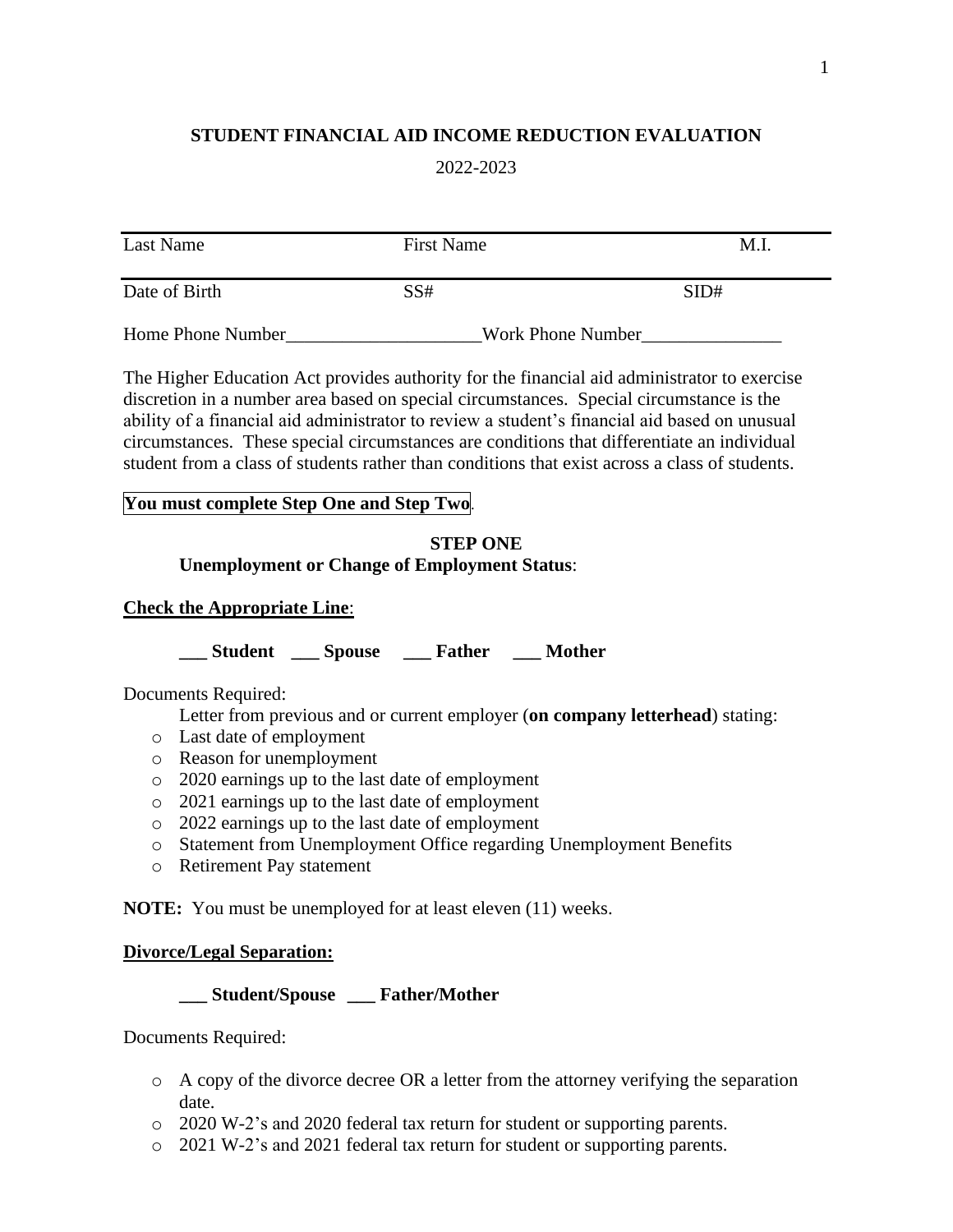# STUDENT FINANCIAL AID INCOME REDUCTION EVALUATION

2022-2023

| Last Name | First Name | M.I. |
|---|---|---|
| Date of Birth | SS# | SID# |

Home Phone Number_____________________Work Phone Number_______________

The Higher Education Act provides authority for the financial aid administrator to exercise discretion in a number area based on special circumstances. Special circumstance is the ability of a financial aid administrator to review a student's financial aid based on unusual circumstances. These special circumstances are conditions that differentiate an individual student from a class of students rather than conditions that exist across a class of students.

**You must complete Step One and Step Two**.

## STEP ONE

**Unemployment or Change of Employment Status**:

**Check the Appropriate Line**:

**___ Student ___ Spouse ___ Father ___ Mother**

Documents Required:

Letter from previous and or current employer (**on company letterhead**) stating:

- Last date of employment
- Reason for unemployment
- 2020 earnings up to the last date of employment
- 2021 earnings up to the last date of employment
- 2022 earnings up to the last date of employment
- Statement from Unemployment Office regarding Unemployment Benefits
- Retirement Pay statement

**NOTE:** You must be unemployed for at least eleven (11) weeks.

**Divorce/Legal Separation:**

**___ Student/Spouse ___ Father/Mother**

Documents Required:

- A copy of the divorce decree OR a letter from the attorney verifying the separation date.
- 2020 W-2's and 2020 federal tax return for student or supporting parents.
- 2021 W-2's and 2021 federal tax return for student or supporting parents.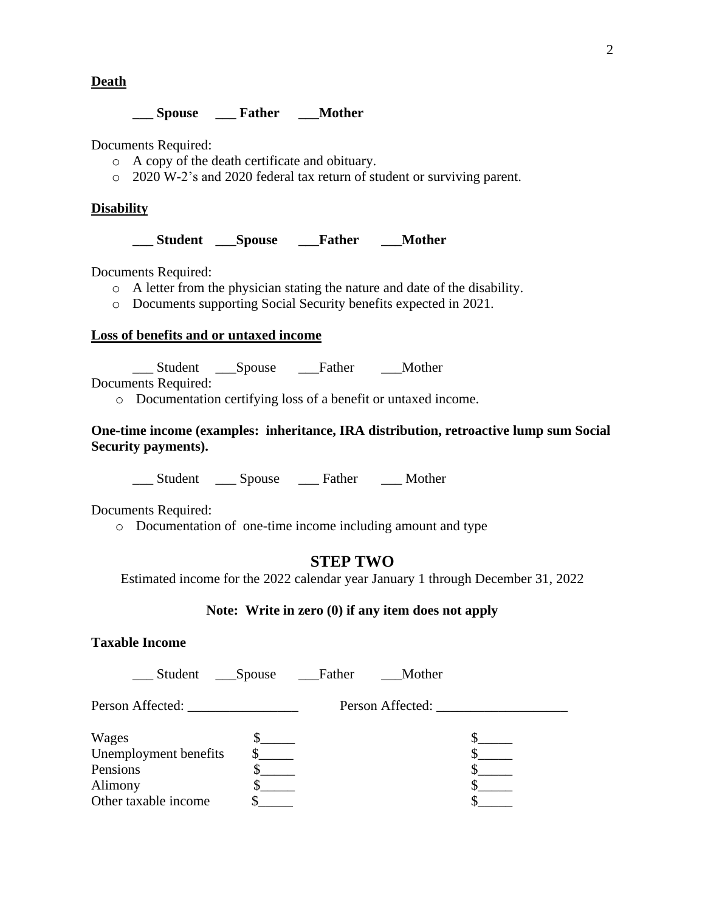**Death**

**___ Spouse ___ Father ___Mother**

Documents Required:

- A copy of the death certificate and obituary.
- 2020 W-2's and 2020 federal tax return of student or surviving parent.

**Disability**

**___ Student ___Spouse ___Father ___Mother**

Documents Required:

- A letter from the physician stating the nature and date of the disability.
- Documents supporting Social Security benefits expected in 2021.

**Loss of benefits and or untaxed income**

___ Student ___Spouse ___Father ___Mother

Documents Required:

- Documentation certifying loss of a benefit or untaxed income.

**One-time income (examples: inheritance, IRA distribution, retroactive lump sum Social Security payments).**

___ Student ___ Spouse ___ Father ___ Mother

Documents Required:

- Documentation of one-time income including amount and type

## STEP TWO

Estimated income for the 2022 calendar year January 1 through December 31, 2022

**Note: Write in zero (0) if any item does not apply**

**Taxable Income**

___ Student ___Spouse ___Father ___Mother

| Person Affected: ________________ | | Person Affected: ___________________ |
|---|---|---|
| Wages | $_____ | $_____ |
| Unemployment benefits | $_____ | $_____ |
| Pensions | $_____ | $_____ |
| Alimony | $_____ | $_____ |
| Other taxable income | $_____ | $_____ |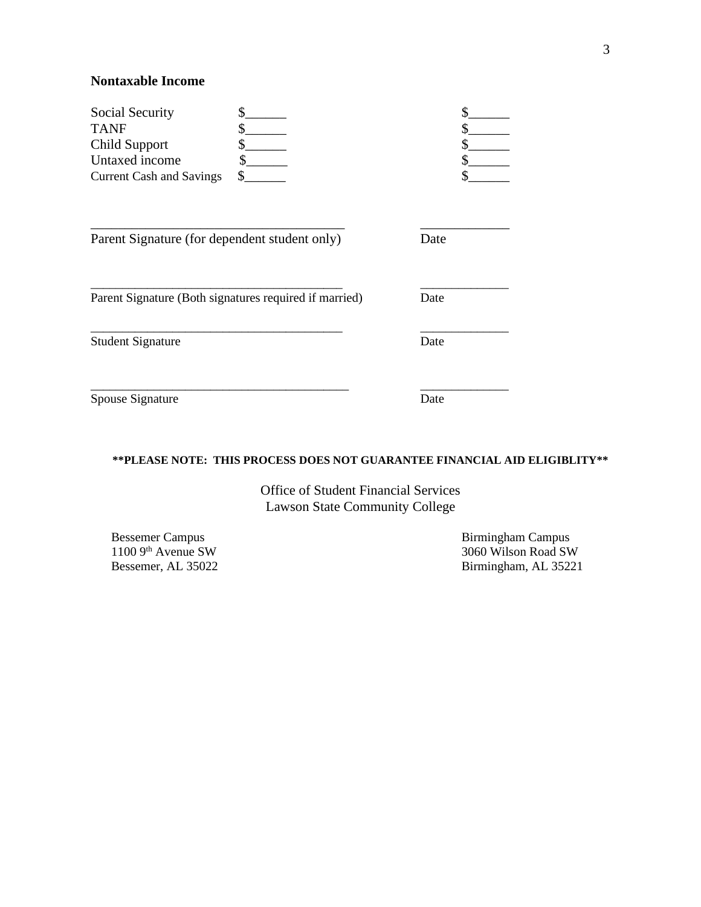**Nontaxable Income**

| | | |
|---|---|---|
| Social Security | $______ | $______ |
| TANF | $______ | $______ |
| Child Support | $______ | $______ |
| Untaxed income | $______ | $______ |
| Current Cash and Savings | $______ | $______ |

_________________________________________ ______________
Parent Signature (for dependent student only) Date

_________________________________________ ______________
Parent Signature (Both signatures required if married) Date

_________________________________________ ______________
Student Signature Date

_________________________________________ ______________
Spouse Signature Date

**\*\*PLEASE NOTE: THIS PROCESS DOES NOT GUARANTEE FINANCIAL AID ELIGIBLITY\*\***

Office of Student Financial Services
Lawson State Community College

Bessemer Campus
1100 9th Avenue SW
Bessemer, AL 35022

Birmingham Campus
3060 Wilson Road SW
Birmingham, AL 35221